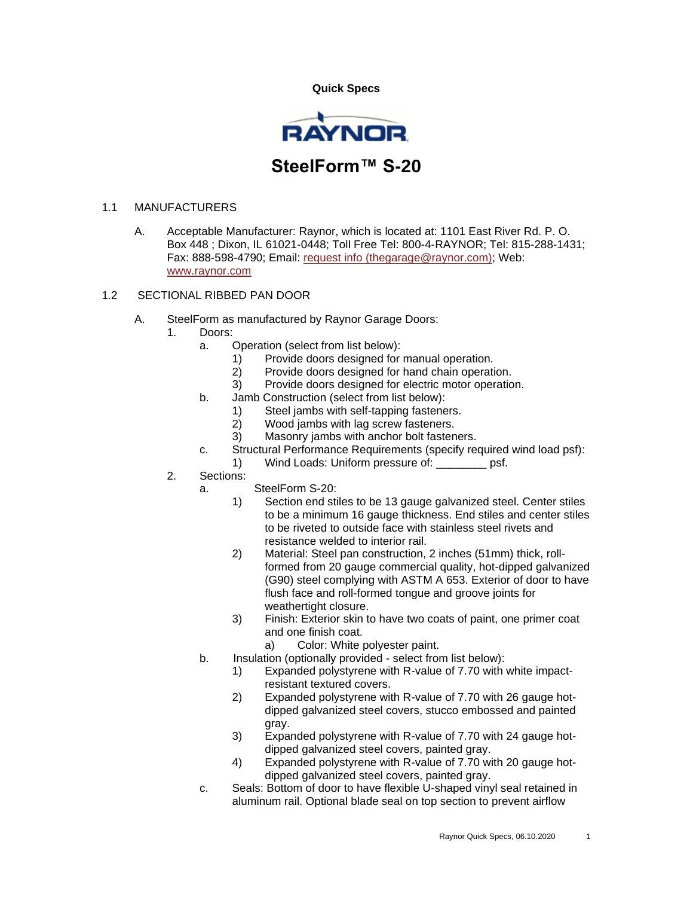**Quick Specs**

RAYNOR

# SteelForm™ S-20

## 1.1 MANUFACTURERS

A. Acceptable Manufacturer: Raynor, which is located at: 1101 East River Rd. P. O. Box 448 ; Dixon, IL 61021-0448; Toll Free Tel: 800-4-RAYNOR; Tel: 815-288-1431; Fax: 888-598-4790; Email: [request info (thegarage@raynor.com)](mailto:thegarage@raynor.com); Web: [www.raynor.com](http://www.raynor.com)

## 1.2 SECTIONAL RIBBED PAN DOOR

A. SteelForm as manufactured by Raynor Garage Doors:
   1. Doors:
      a. Operation (select from list below):
         1) Provide doors designed for manual operation.
         2) Provide doors designed for hand chain operation.
         3) Provide doors designed for electric motor operation.
      b. Jamb Construction (select from list below):
         1) Steel jambs with self-tapping fasteners.
         2) Wood jambs with lag screw fasteners.
         3) Masonry jambs with anchor bolt fasteners.
      c. Structural Performance Requirements (specify required wind load psf):
         1) Wind Loads: Uniform pressure of: ________ psf.
   2. Sections:
      a. SteelForm S-20:
         1) Section end stiles to be 13 gauge galvanized steel. Center stiles to be a minimum 16 gauge thickness. End stiles and center stiles to be riveted to outside face with stainless steel rivets and resistance welded to interior rail.
         2) Material: Steel pan construction, 2 inches (51mm) thick, roll-formed from 20 gauge commercial quality, hot-dipped galvanized (G90) steel complying with ASTM A 653. Exterior of door to have flush face and roll-formed tongue and groove joints for weathertight closure.
         3) Finish: Exterior skin to have two coats of paint, one primer coat and one finish coat.
            a) Color: White polyester paint.
      b. Insulation (optionally provided - select from list below):
         1) Expanded polystyrene with R-value of 7.70 with white impact-resistant textured covers.
         2) Expanded polystyrene with R-value of 7.70 with 26 gauge hot-dipped galvanized steel covers, stucco embossed and painted gray.
         3) Expanded polystyrene with R-value of 7.70 with 24 gauge hot-dipped galvanized steel covers, painted gray.
         4) Expanded polystyrene with R-value of 7.70 with 20 gauge hot-dipped galvanized steel covers, painted gray.
      c. Seals: Bottom of door to have flexible U-shaped vinyl seal retained in aluminum rail. Optional blade seal on top section to prevent airflow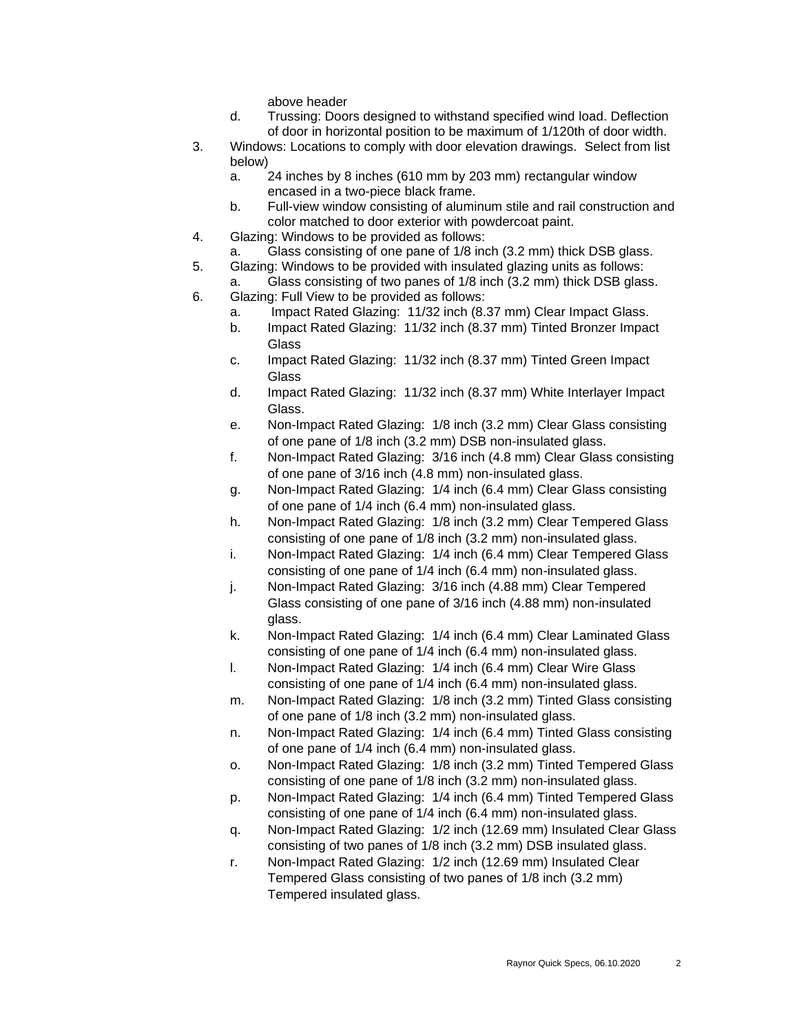above header

d. Trussing: Doors designed to withstand specified wind load. Deflection of door in horizontal position to be maximum of 1/120th of door width.

3. Windows: Locations to comply with door elevation drawings. Select from list below)
   a. 24 inches by 8 inches (610 mm by 203 mm) rectangular window encased in a two-piece black frame.
   b. Full-view window consisting of aluminum stile and rail construction and color matched to door exterior with powdercoat paint.
4. Glazing: Windows to be provided as follows:
   a. Glass consisting of one pane of 1/8 inch (3.2 mm) thick DSB glass.
5. Glazing: Windows to be provided with insulated glazing units as follows:
   a. Glass consisting of two panes of 1/8 inch (3.2 mm) thick DSB glass.
6. Glazing: Full View to be provided as follows:
   a. Impact Rated Glazing: 11/32 inch (8.37 mm) Clear Impact Glass.
   b. Impact Rated Glazing: 11/32 inch (8.37 mm) Tinted Bronzer Impact Glass
   c. Impact Rated Glazing: 11/32 inch (8.37 mm) Tinted Green Impact Glass
   d. Impact Rated Glazing: 11/32 inch (8.37 mm) White Interlayer Impact Glass.
   e. Non-Impact Rated Glazing: 1/8 inch (3.2 mm) Clear Glass consisting of one pane of 1/8 inch (3.2 mm) DSB non-insulated glass.
   f. Non-Impact Rated Glazing: 3/16 inch (4.8 mm) Clear Glass consisting of one pane of 3/16 inch (4.8 mm) non-insulated glass.
   g. Non-Impact Rated Glazing: 1/4 inch (6.4 mm) Clear Glass consisting of one pane of 1/4 inch (6.4 mm) non-insulated glass.
   h. Non-Impact Rated Glazing: 1/8 inch (3.2 mm) Clear Tempered Glass consisting of one pane of 1/8 inch (3.2 mm) non-insulated glass.
   i. Non-Impact Rated Glazing: 1/4 inch (6.4 mm) Clear Tempered Glass consisting of one pane of 1/4 inch (6.4 mm) non-insulated glass.
   j. Non-Impact Rated Glazing: 3/16 inch (4.88 mm) Clear Tempered Glass consisting of one pane of 3/16 inch (4.88 mm) non-insulated glass.
   k. Non-Impact Rated Glazing: 1/4 inch (6.4 mm) Clear Laminated Glass consisting of one pane of 1/4 inch (6.4 mm) non-insulated glass.
   l. Non-Impact Rated Glazing: 1/4 inch (6.4 mm) Clear Wire Glass consisting of one pane of 1/4 inch (6.4 mm) non-insulated glass.
   m. Non-Impact Rated Glazing: 1/8 inch (3.2 mm) Tinted Glass consisting of one pane of 1/8 inch (3.2 mm) non-insulated glass.
   n. Non-Impact Rated Glazing: 1/4 inch (6.4 mm) Tinted Glass consisting of one pane of 1/4 inch (6.4 mm) non-insulated glass.
   o. Non-Impact Rated Glazing: 1/8 inch (3.2 mm) Tinted Tempered Glass consisting of one pane of 1/8 inch (3.2 mm) non-insulated glass.
   p. Non-Impact Rated Glazing: 1/4 inch (6.4 mm) Tinted Tempered Glass consisting of one pane of 1/4 inch (6.4 mm) non-insulated glass.
   q. Non-Impact Rated Glazing: 1/2 inch (12.69 mm) Insulated Clear Glass consisting of two panes of 1/8 inch (3.2 mm) DSB insulated glass.
   r. Non-Impact Rated Glazing: 1/2 inch (12.69 mm) Insulated Clear Tempered Glass consisting of two panes of 1/8 inch (3.2 mm) Tempered insulated glass.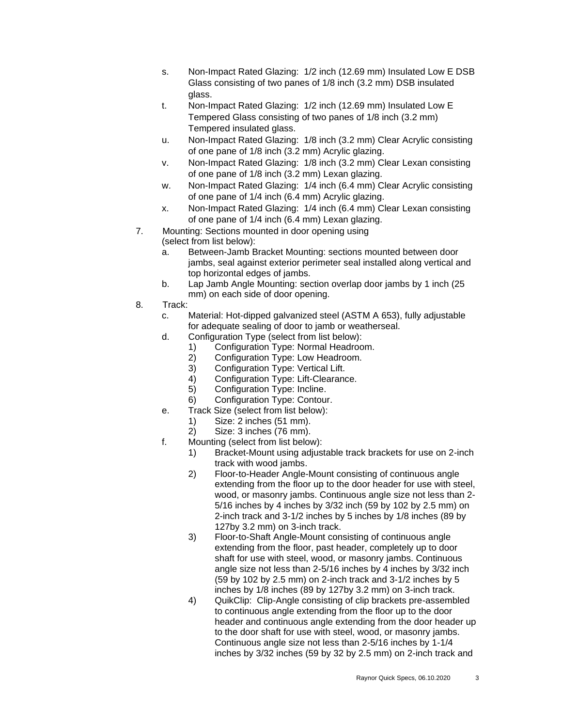s. Non-Impact Rated Glazing: 1/2 inch (12.69 mm) Insulated Low E DSB Glass consisting of two panes of 1/8 inch (3.2 mm) DSB insulated glass.

t. Non-Impact Rated Glazing: 1/2 inch (12.69 mm) Insulated Low E Tempered Glass consisting of two panes of 1/8 inch (3.2 mm) Tempered insulated glass.

u. Non-Impact Rated Glazing: 1/8 inch (3.2 mm) Clear Acrylic consisting of one pane of 1/8 inch (3.2 mm) Acrylic glazing.

v. Non-Impact Rated Glazing: 1/8 inch (3.2 mm) Clear Lexan consisting of one pane of 1/8 inch (3.2 mm) Lexan glazing.

w. Non-Impact Rated Glazing: 1/4 inch (6.4 mm) Clear Acrylic consisting of one pane of 1/4 inch (6.4 mm) Acrylic glazing.

x. Non-Impact Rated Glazing: 1/4 inch (6.4 mm) Clear Lexan consisting of one pane of 1/4 inch (6.4 mm) Lexan glazing.

7. Mounting: Sections mounted in door opening using (select from list below):
   - a. Between-Jamb Bracket Mounting: sections mounted between door jambs, seal against exterior perimeter seal installed along vertical and top horizontal edges of jambs.
   - b. Lap Jamb Angle Mounting: section overlap door jambs by 1 inch (25 mm) on each side of door opening.

8. Track:
   - c. Material: Hot-dipped galvanized steel (ASTM A 653), fully adjustable for adequate sealing of door to jamb or weatherseal.
   - d. Configuration Type (select from list below):
     - 1) Configuration Type: Normal Headroom.
     - 2) Configuration Type: Low Headroom.
     - 3) Configuration Type: Vertical Lift.
     - 4) Configuration Type: Lift-Clearance.
     - 5) Configuration Type: Incline.
     - 6) Configuration Type: Contour.
   - e. Track Size (select from list below):
     - 1) Size: 2 inches (51 mm).
     - 2) Size: 3 inches (76 mm).
   - f. Mounting (select from list below):
     - 1) Bracket-Mount using adjustable track brackets for use on 2-inch track with wood jambs.
     - 2) Floor-to-Header Angle-Mount consisting of continuous angle extending from the floor up to the door header for use with steel, wood, or masonry jambs. Continuous angle size not less than 2-5/16 inches by 4 inches by 3/32 inch (59 by 102 by 2.5 mm) on 2-inch track and 3-1/2 inches by 5 inches by 1/8 inches (89 by 127by 3.2 mm) on 3-inch track.
     - 3) Floor-to-Shaft Angle-Mount consisting of continuous angle extending from the floor, past header, completely up to door shaft for use with steel, wood, or masonry jambs. Continuous angle size not less than 2-5/16 inches by 4 inches by 3/32 inch (59 by 102 by 2.5 mm) on 2-inch track and 3-1/2 inches by 5 inches by 1/8 inches (89 by 127by 3.2 mm) on 3-inch track.
     - 4) QuikClip: Clip-Angle consisting of clip brackets pre-assembled to continuous angle extending from the floor up to the door header and continuous angle extending from the door header up to the door shaft for use with steel, wood, or masonry jambs. Continuous angle size not less than 2-5/16 inches by 1-1/4 inches by 3/32 inches (59 by 32 by 2.5 mm) on 2-inch track and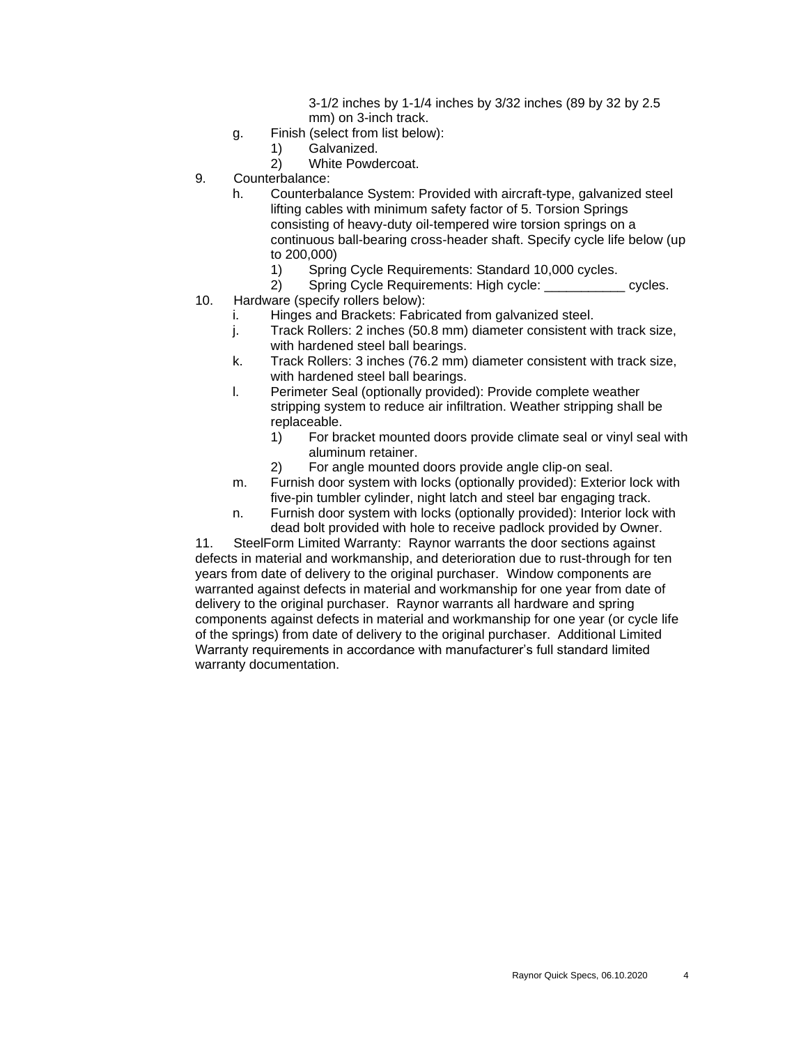3-1/2 inches by 1-1/4 inches by 3/32 inches (89 by 32 by 2.5 mm) on 3-inch track.

g. Finish (select from list below):
   1) Galvanized.
   2) White Powdercoat.

9. Counterbalance:
   h. Counterbalance System: Provided with aircraft-type, galvanized steel lifting cables with minimum safety factor of 5. Torsion Springs consisting of heavy-duty oil-tempered wire torsion springs on a continuous ball-bearing cross-header shaft. Specify cycle life below (up to 200,000)
      1) Spring Cycle Requirements: Standard 10,000 cycles.
      2) Spring Cycle Requirements: High cycle: ___________ cycles.

10. Hardware (specify rollers below):
   i. Hinges and Brackets: Fabricated from galvanized steel.
   j. Track Rollers: 2 inches (50.8 mm) diameter consistent with track size, with hardened steel ball bearings.
   k. Track Rollers: 3 inches (76.2 mm) diameter consistent with track size, with hardened steel ball bearings.
   l. Perimeter Seal (optionally provided): Provide complete weather stripping system to reduce air infiltration. Weather stripping shall be replaceable.
      1) For bracket mounted doors provide climate seal or vinyl seal with aluminum retainer.
      2) For angle mounted doors provide angle clip-on seal.
   m. Furnish door system with locks (optionally provided): Exterior lock with five-pin tumbler cylinder, night latch and steel bar engaging track.
   n. Furnish door system with locks (optionally provided): Interior lock with dead bolt provided with hole to receive padlock provided by Owner.

11. SteelForm Limited Warranty: Raynor warrants the door sections against defects in material and workmanship, and deterioration due to rust-through for ten years from date of delivery to the original purchaser. Window components are warranted against defects in material and workmanship for one year from date of delivery to the original purchaser. Raynor warrants all hardware and spring components against defects in material and workmanship for one year (or cycle life of the springs) from date of delivery to the original purchaser. Additional Limited Warranty requirements in accordance with manufacturer's full standard limited warranty documentation.